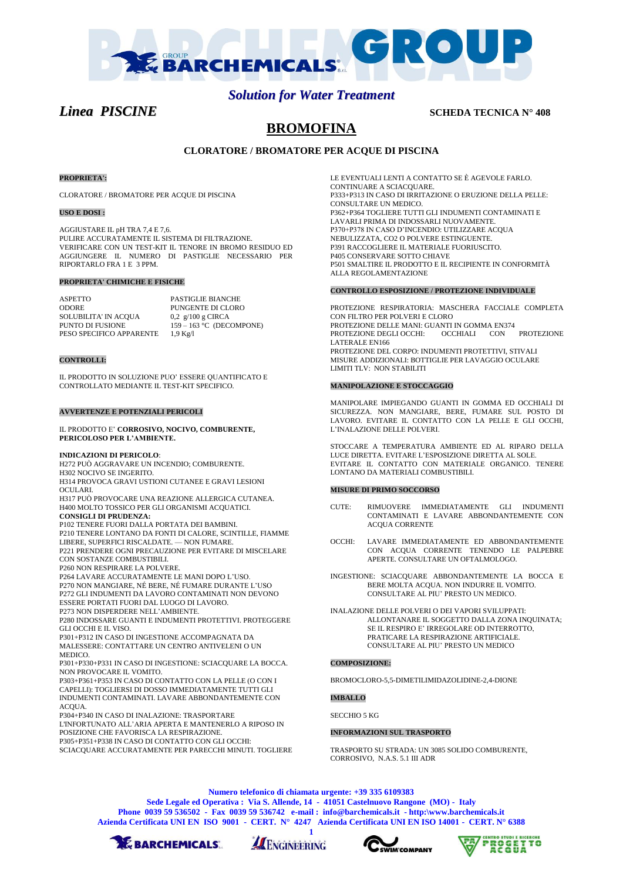# BARCHEMICALS GROUP

*Solution for Water Treatment*

*Linea PISCINE* **SCHEDA TECNICA N° 408**

# BROMOFINA

## CLORATORE / BROMATORE PER ACQUE DI PISCINA

**PROPRIETA':**

CLORATORE / BROMATORE PER ACQUE DI PISCINA

**USO E DOSI :**

AGGIUSTARE IL pH TRA 7,4 E 7,6.
PULIRE ACCURATAMENTE IL SISTEMA DI FILTRAZIONE.
VERIFICARE CON UN TEST-KIT IL TENORE IN BROMO RESIDUO ED AGGIUNGERE IL NUMERO DI PASTIGLIE NECESSARIO PER RIPORTARLO FRA 1 E 3 PPM.

**PROPRIETA' CHIMICHE E FISICHE**

| | |
|---|---|
| ASPETTO | PASTIGLIE BIANCHE |
| ODORE | PUNGENTE DI CLORO |
| SOLUBILITA' IN ACQUA | 0,2 g/100 g CIRCA |
| PUNTO DI FUSIONE | 159 – 163 °C (DECOMPONE) |
| PESO SPECIFICO APPARENTE | 1,9 Kg/l |

**CONTROLLI:**

IL PRODOTTO IN SOLUZIONE PUO' ESSERE QUANTIFICATO E CONTROLLATO MEDIANTE IL TEST-KIT SPECIFICO.

**AVVERTENZE E POTENZIALI PERICOLI**

IL PRODOTTO E' **CORROSIVO, NOCIVO, COMBURENTE, PERICOLOSO PER L'AMBIENTE.**

**INDICAZIONI DI PERICOLO**:
H272 PUÒ AGGRAVARE UN INCENDIO; COMBURENTE.
H302 NOCIVO SE INGERITO.
H314 PROVOCA GRAVI USTIONI CUTANEE E GRAVI LESIONI OCULARI.
H317 PUÒ PROVOCARE UNA REAZIONE ALLERGICA CUTANEA.
H400 MOLTO TOSSICO PER GLI ORGANISMI ACQUATICI.
**CONSIGLI DI PRUDENZA:**
P102 TENERE FUORI DALLA PORTATA DEI BAMBINI.
P210 TENERE LONTANO DA FONTI DI CALORE, SCINTILLE, FIAMME LIBERE, SUPERFICI RISCALDATE. — NON FUMARE.
P221 PRENDERE OGNI PRECAUZIONE PER EVITARE DI MISCELARE CON SOSTANZE COMBUSTIBILI.
P260 NON RESPIRARE LA POLVERE.
P264 LAVARE ACCURATAMENTE LE MANI DOPO L'USO.
P270 NON MANGIARE, NÉ BERE, NÉ FUMARE DURANTE L'USO
P272 GLI INDUMENTI DA LAVORO CONTAMINATI NON DEVONO ESSERE PORTATI FUORI DAL LUOGO DI LAVORO.
P273 NON DISPERDERE NELL'AMBIENTE.
P280 INDOSSARE GUANTI E INDUMENTI PROTETTIVI. PROTEGGERE GLI OCCHI E IL VISO.
P301+P312 IN CASO DI INGESTIONE ACCOMPAGNATA DA MALESSERE: CONTATTARE UN CENTRO ANTIVELENI O UN MEDICO.
P301+P330+P331 IN CASO DI INGESTIONE: SCIACQUARE LA BOCCA. NON PROVOCARE IL VOMITO.
P303+P361+P353 IN CASO DI CONTATTO CON LA PELLE (O CON I CAPELLI): TOGLIERSI DI DOSSO IMMEDIATAMENTE TUTTI GLI INDUMENTI CONTAMINATI. LAVARE ABBONDANTEMENTE CON ACQUA.
P304+P340 IN CASO DI INALAZIONE: TRASPORTARE L'INFORTUNATO ALL'ARIA APERTA E MANTENERLO A RIPOSO IN POSIZIONE CHE FAVORISCA LA RESPIRAZIONE.
P305+P351+P338 IN CASO DI CONTATTO CON GLI OCCHI: SCIACQUARE ACCURATAMENTE PER PARECCHI MINUTI. TOGLIERE LE EVENTUALI LENTI A CONTATTO SE È AGEVOLE FARLO. CONTINUARE A SCIACQUARE.
P333+P313 IN CASO DI IRRITAZIONE O ERUZIONE DELLA PELLE: CONSULTARE UN MEDICO.
P362+P364 TOGLIERE TUTTI GLI INDUMENTI CONTAMINATI E LAVARLI PRIMA DI INDOSSARLI NUOVAMENTE.
P370+P378 IN CASO D'INCENDIO: UTILIZZARE ACQUA NEBULIZZATA, CO2 O POLVERE ESTINGUENTE.
P391 RACCOGLIERE IL MATERIALE FUORIUSCITO.
P405 CONSERVARE SOTTO CHIAVE
P501 SMALTIRE IL PRODOTTO E IL RECIPIENTE IN CONFORMITÀ ALLA REGOLAMENTAZIONE

**CONTROLLO ESPOSIZIONE / PROTEZIONE INDIVIDUALE**

PROTEZIONE RESPIRATORIA: MASCHERA FACCIALE COMPLETA CON FILTRO PER POLVERI E CLORO
PROTEZIONE DELLE MANI: GUANTI IN GOMMA EN374
PROTEZIONE DEGLI OCCHI: OCCHIALI CON PROTEZIONE LATERALE EN166
PROTEZIONE DEL CORPO: INDUMENTI PROTETTIVI, STIVALI
MISURE ADDIZIONALI: BOTTIGLIE PER LAVAGGIO OCULARE
LIMITI TLV: NON STABILITI

**MANIPOLAZIONE E STOCCAGGIO**

MANIPOLARE IMPIEGANDO GUANTI IN GOMMA ED OCCHIALI DI SICUREZZA. NON MANGIARE, BERE, FUMARE SUL POSTO DI LAVORO. EVITARE IL CONTATTO CON LA PELLE E GLI OCCHI, L'INALAZIONE DELLE POLVERI.

STOCCARE A TEMPERATURA AMBIENTE ED AL RIPARO DELLA LUCE DIRETTA. EVITARE L'ESPOSIZIONE DIRETTA AL SOLE. EVITARE IL CONTATTO CON MATERIALE ORGANICO. TENERE LONTANO DA MATERIALI COMBUSTIBILI.

**MISURE DI PRIMO SOCCORSO**

CUTE: RIMUOVERE IMMEDIATAMENTE GLI INDUMENTI CONTAMINATI E LAVARE ABBONDANTEMENTE CON ACQUA CORRENTE

OCCHI: LAVARE IMMEDIATAMENTE ED ABBONDANTEMENTE CON ACQUA CORRENTE TENENDO LE PALPEBRE APERTE. CONSULTARE UN OFTALMOLOGO.

INGESTIONE: SCIACQUARE ABBONDANTEMENTE LA BOCCA E BERE MOLTA ACQUA. NON INDURRE IL VOMITO. CONSULTARE AL PIU' PRESTO UN MEDICO.

INALAZIONE DELLE POLVERI O DEI VAPORI SVILUPPATI: ALLONTANARE IL SOGGETTO DALLA ZONA INQUINATA; SE IL RESPIRO E' IRREGOLARE OD INTERROTTO, PRATICARE LA RESPIRAZIONE ARTIFICIALE. CONSULTARE AL PIU' PRESTO UN MEDICO

**COMPOSIZIONE:**

BROMOCLORO-5,5-DIMETILIMIDAZOLIDINE-2,4-DIONE

**IMBALLO**

SECCHIO 5 KG

**INFORMAZIONI SUL TRASPORTO**

TRASPORTO SU STRADA: UN 3085 SOLIDO COMBURENTE, CORROSIVO, N.A.S. 5.1 III ADR

**Numero telefonico di chiamata urgente: +39 335 6109383**
**Sede Legale ed Operativa : Via S. Allende, 14 - 41051 Castelnuovo Rangone (MO) - Italy**
**Phone 0039 59 536502 - Fax 0039 59 536742 e-mail : info@barchemicals.it - http:\www.barchemicals.it**
**Azienda Certificata UNI EN ISO 9001 - CERT. N° 4247 Azienda Certificata UNI EN ISO 14001 - CERT. N° 6388**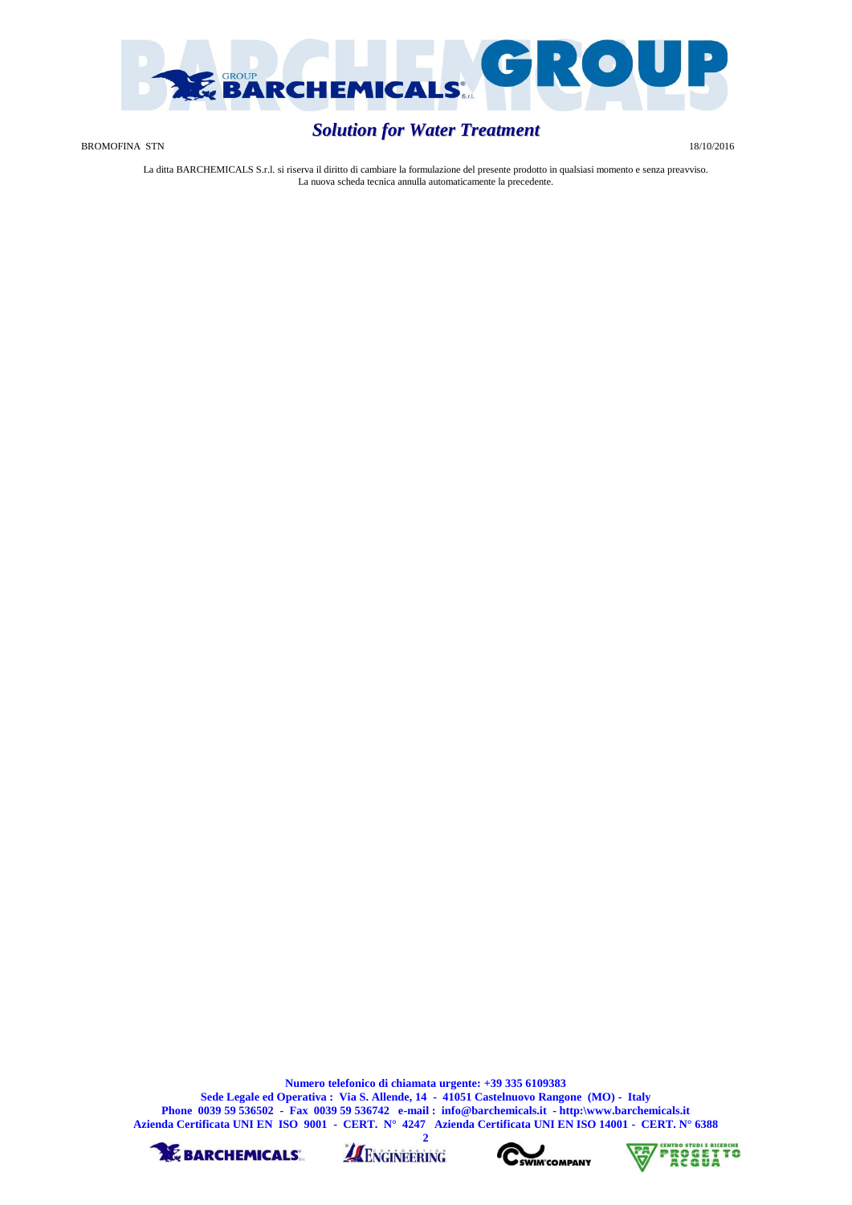La ditta BARCHEMICALS S.r.l. si riserva il diritto di cambiare la formulazione del presente prodotto in qualsiasi momento e senza preavviso.
La nuova scheda tecnica annulla automaticamente la precedente.